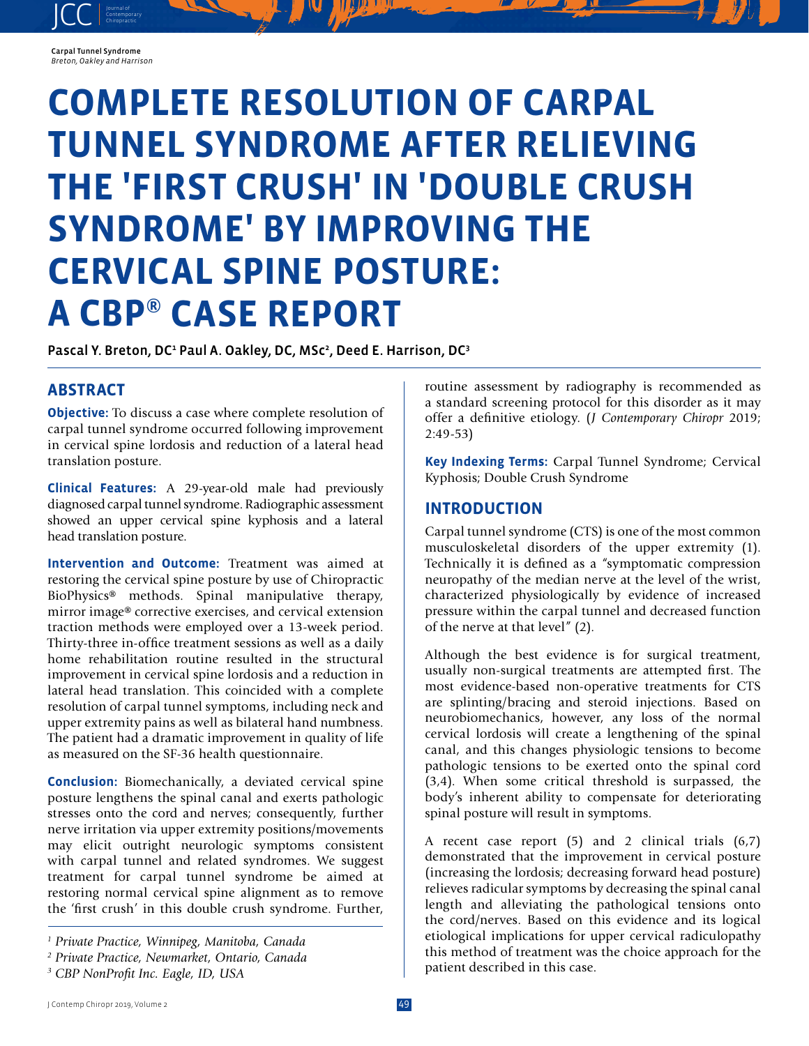# COMPLETE RESOLUTION OF CARPAL TUNNEL SYNDROME AFTER RELIEVING THE 'FIRST CRUSH' IN 'DOUBLE CRUSH SYNDROME' BY IMPROVING THE CERVICAL SPINE POSTURE: A CBP® CASE REPORT

**Pascal Y. Breton, DC[1] Paul A. Oakley, DC, MSc[2], Deed E. Harrison, DC[3]**

## ABSTRACT

**Objective:** To discuss a case where complete resolution of carpal tunnel syndrome occurred following improvement in cervical spine lordosis and reduction of a lateral head translation posture.

**Clinical Features:** A 29-year-old male had previously diagnosed carpal tunnel syndrome. Radiographic assessment showed an upper cervical spine kyphosis and a lateral head translation posture.

**Intervention and Outcome:** Treatment was aimed at restoring the cervical spine posture by use of Chiropractic BioPhysics® methods. Spinal manipulative therapy, mirror image® corrective exercises, and cervical extension traction methods were employed over a 13-week period. Thirty-three in-office treatment sessions as well as a daily home rehabilitation routine resulted in the structural improvement in cervical spine lordosis and a reduction in lateral head translation. This coincided with a complete resolution of carpal tunnel symptoms, including neck and upper extremity pains as well as bilateral hand numbness. The patient had a dramatic improvement in quality of life as measured on the SF-36 health questionnaire.

**Conclusion:** Biomechanically, a deviated cervical spine posture lengthens the spinal canal and exerts pathologic stresses onto the cord and nerves; consequently, further nerve irritation via upper extremity positions/movements may elicit outright neurologic symptoms consistent with carpal tunnel and related syndromes. We suggest treatment for carpal tunnel syndrome be aimed at restoring normal cervical spine alignment as to remove the 'first crush' in this double crush syndrome. Further, routine assessment by radiography is recommended as a standard screening protocol for this disorder as it may offer a definitive etiology. (*J Contemporary Chiropr* 2019; 2:49-53)

**Key Indexing Terms:** Carpal Tunnel Syndrome; Cervical Kyphosis; Double Crush Syndrome

## INTRODUCTION

Carpal tunnel syndrome (CTS) is one of the most common musculoskeletal disorders of the upper extremity (1). Technically it is defined as a "symptomatic compression neuropathy of the median nerve at the level of the wrist, characterized physiologically by evidence of increased pressure within the carpal tunnel and decreased function of the nerve at that level" (2).

Although the best evidence is for surgical treatment, usually non-surgical treatments are attempted first. The most evidence-based non-operative treatments for CTS are splinting/bracing and steroid injections. Based on neurobiomechanics, however, any loss of the normal cervical lordosis will create a lengthening of the spinal canal, and this changes physiologic tensions to become pathologic tensions to be exerted onto the spinal cord (3,4). When some critical threshold is surpassed, the body's inherent ability to compensate for deteriorating spinal posture will result in symptoms.

A recent case report (5) and 2 clinical trials (6,7) demonstrated that the improvement in cervical posture (increasing the lordosis; decreasing forward head posture) relieves radicular symptoms by decreasing the spinal canal length and alleviating the pathological tensions onto the cord/nerves. Based on this evidence and its logical etiological implications for upper cervical radiculopathy this method of treatment was the choice approach for the patient described in this case.

[1] *Private Practice, Winnipeg, Manitoba, Canada*
[2] *Private Practice, Newmarket, Ontario, Canada*
[3] *CBP NonProfit Inc. Eagle, ID, USA*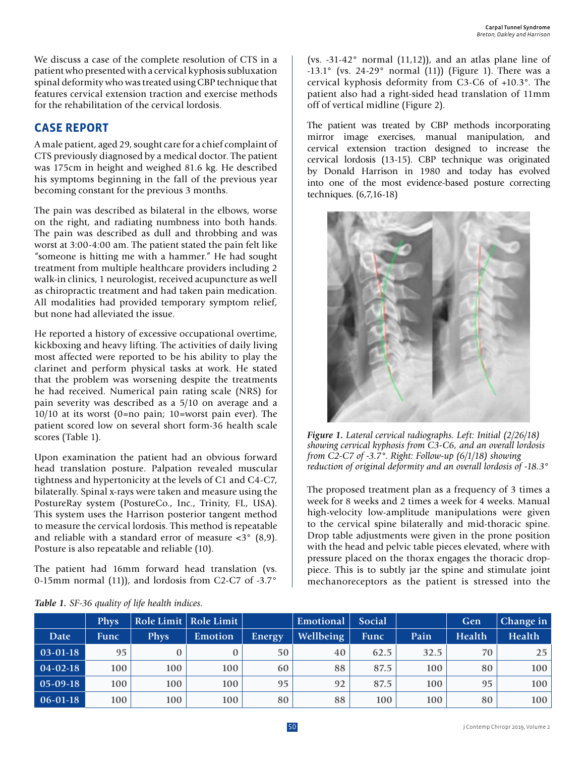We discuss a case of the complete resolution of CTS in a patient who presented with a cervical kyphosis subluxation spinal deformity who was treated using CBP technique that features cervical extension traction and exercise methods for the rehabilitation of the cervical lordosis.

## CASE REPORT

A male patient, aged 29, sought care for a chief complaint of CTS previously diagnosed by a medical doctor. The patient was 175cm in height and weighed 81.6 kg. He described his symptoms beginning in the fall of the previous year becoming constant for the previous 3 months.

The pain was described as bilateral in the elbows, worse on the right, and radiating numbness into both hands. The pain was described as dull and throbbing and was worst at 3:00-4:00 am. The patient stated the pain felt like "someone is hitting me with a hammer." He had sought treatment from multiple healthcare providers including 2 walk-in clinics, 1 neurologist, received acupuncture as well as chiropractic treatment and had taken pain medication. All modalities had provided temporary symptom relief, but none had alleviated the issue.

He reported a history of excessive occupational overtime, kickboxing and heavy lifting. The activities of daily living most affected were reported to be his ability to play the clarinet and perform physical tasks at work. He stated that the problem was worsening despite the treatments he had received. Numerical pain rating scale (NRS) for pain severity was described as a 5/10 on average and a 10/10 at its worst (0=no pain; 10=worst pain ever). The patient scored low on several short form-36 health scale scores (Table 1).

Upon examination the patient had an obvious forward head translation posture. Palpation revealed muscular tightness and hypertonicity at the levels of C1 and C4-C7, bilaterally. Spinal x-rays were taken and measure using the PostureRay system (PostureCo., Inc., Trinity, FL, USA). This system uses the Harrison posterior tangent method to measure the cervical lordosis. This method is repeatable and reliable with a standard error of measure <3° (8,9). Posture is also repeatable and reliable (10).

The patient had 16mm forward head translation (vs. 0-15mm normal (11)), and lordosis from C2-C7 of -3.7° (vs. -31-42° normal (11,12)), and an atlas plane line of -13.1° (vs. 24-29° normal (11)) (Figure 1). There was a cervical kyphosis deformity from C3-C6 of +10.3°. The patient also had a right-sided head translation of 11mm off of vertical midline (Figure 2).

The patient was treated by CBP methods incorporating mirror image exercises, manual manipulation, and cervical extension traction designed to increase the cervical lordosis (13-15). CBP technique was originated by Donald Harrison in 1980 and today has evolved into one of the most evidence-based posture correcting techniques. (6,7,16-18)

*Figure 1. Lateral cervical radiographs. Left: Initial (2/26/18) showing cervical kyphosis from C3-C6, and an overall lordosis from C2-C7 of -3.7°. Right: Follow-up (6/1/18) showing reduction of original deformity and an overall lordosis of -18.3°*

The proposed treatment plan as a frequency of 3 times a week for 8 weeks and 2 times a week for 4 weeks. Manual high-velocity low-amplitude manipulations were given to the cervical spine bilaterally and mid-thoracic spine. Drop table adjustments were given in the prone position with the head and pelvic table pieces elevated, where with pressure placed on the thorax engages the thoracic drop-piece. This is to subtly jar the spine and stimulate joint mechanoreceptors as the patient is stressed into the

*Table 1. SF-36 quality of life health indices.*

| Date | Phys Func | Role Limit Phys | Role Limit Emotion | Energy | Emotional Wellbeing | Social Func | Pain | Gen Health | Change in Health |
|---|---|---|---|---|---|---|---|---|---|
| 03-01-18 | 95 | 0 | 0 | 50 | 40 | 62.5 | 32.5 | 70 | 25 |
| 04-02-18 | 100 | 100 | 100 | 60 | 88 | 87.5 | 100 | 80 | 100 |
| 05-09-18 | 100 | 100 | 100 | 95 | 92 | 87.5 | 100 | 95 | 100 |
| 06-01-18 | 100 | 100 | 100 | 80 | 88 | 100 | 100 | 80 | 100 |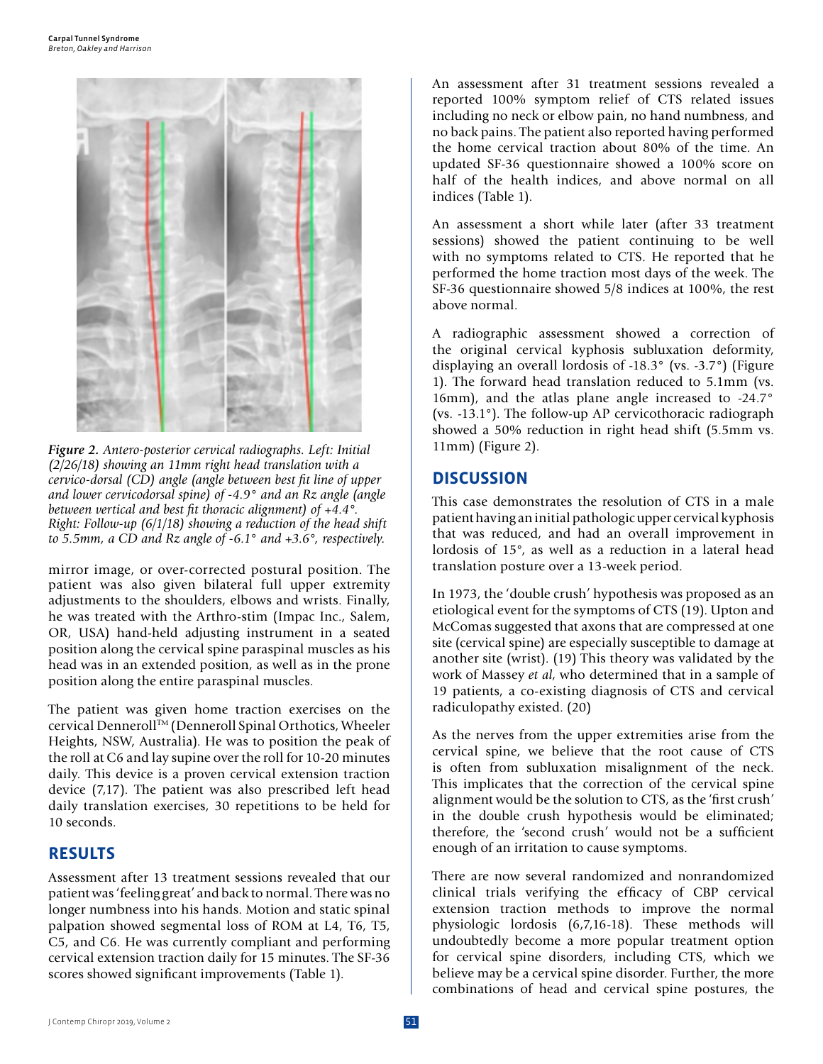*Figure 2. Antero-posterior cervical radiographs. Left: Initial (2/26/18) showing an 11mm right head translation with a cervico-dorsal (CD) angle (angle between best fit line of upper and lower cervicodorsal spine) of -4.9° and an Rz angle (angle between vertical and best fit thoracic alignment) of +4.4°. Right: Follow-up (6/1/18) showing a reduction of the head shift to 5.5mm, a CD and Rz angle of -6.1° and +3.6°, respectively.*

mirror image, or over-corrected postural position. The patient was also given bilateral full upper extremity adjustments to the shoulders, elbows and wrists. Finally, he was treated with the Arthro-stim (Impac Inc., Salem, OR, USA) hand-held adjusting instrument in a seated position along the cervical spine paraspinal muscles as his head was in an extended position, as well as in the prone position along the entire paraspinal muscles.

The patient was given home traction exercises on the cervical Denneroll™ (Denneroll Spinal Orthotics, Wheeler Heights, NSW, Australia). He was to position the peak of the roll at C6 and lay supine over the roll for 10-20 minutes daily. This device is a proven cervical extension traction device (7,17). The patient was also prescribed left head daily translation exercises, 30 repetitions to be held for 10 seconds.

## RESULTS

Assessment after 13 treatment sessions revealed that our patient was 'feeling great' and back to normal. There was no longer numbness into his hands. Motion and static spinal palpation showed segmental loss of ROM at L4, T6, T5, C5, and C6. He was currently compliant and performing cervical extension traction daily for 15 minutes. The SF-36 scores showed significant improvements (Table 1).

An assessment after 31 treatment sessions revealed a reported 100% symptom relief of CTS related issues including no neck or elbow pain, no hand numbness, and no back pains. The patient also reported having performed the home cervical traction about 80% of the time. An updated SF-36 questionnaire showed a 100% score on half of the health indices, and above normal on all indices (Table 1).

An assessment a short while later (after 33 treatment sessions) showed the patient continuing to be well with no symptoms related to CTS. He reported that he performed the home traction most days of the week. The SF-36 questionnaire showed 5/8 indices at 100%, the rest above normal.

A radiographic assessment showed a correction of the original cervical kyphosis subluxation deformity, displaying an overall lordosis of -18.3° (vs. -3.7°) (Figure 1). The forward head translation reduced to 5.1mm (vs. 16mm), and the atlas plane angle increased to -24.7° (vs. -13.1°). The follow-up AP cervicothoracic radiograph showed a 50% reduction in right head shift (5.5mm vs. 11mm) (Figure 2).

## DISCUSSION

This case demonstrates the resolution of CTS in a male patient having an initial pathologic upper cervical kyphosis that was reduced, and had an overall improvement in lordosis of 15°, as well as a reduction in a lateral head translation posture over a 13-week period.

In 1973, the 'double crush' hypothesis was proposed as an etiological event for the symptoms of CTS (19). Upton and McComas suggested that axons that are compressed at one site (cervical spine) are especially susceptible to damage at another site (wrist). (19) This theory was validated by the work of Massey *et al*, who determined that in a sample of 19 patients, a co-existing diagnosis of CTS and cervical radiculopathy existed. (20)

As the nerves from the upper extremities arise from the cervical spine, we believe that the root cause of CTS is often from subluxation misalignment of the neck. This implicates that the correction of the cervical spine alignment would be the solution to CTS, as the 'first crush' in the double crush hypothesis would be eliminated; therefore, the 'second crush' would not be a sufficient enough of an irritation to cause symptoms.

There are now several randomized and nonrandomized clinical trials verifying the efficacy of CBP cervical extension traction methods to improve the normal physiologic lordosis (6,7,16-18). These methods will undoubtedly become a more popular treatment option for cervical spine disorders, including CTS, which we believe may be a cervical spine disorder. Further, the more combinations of head and cervical spine postures, the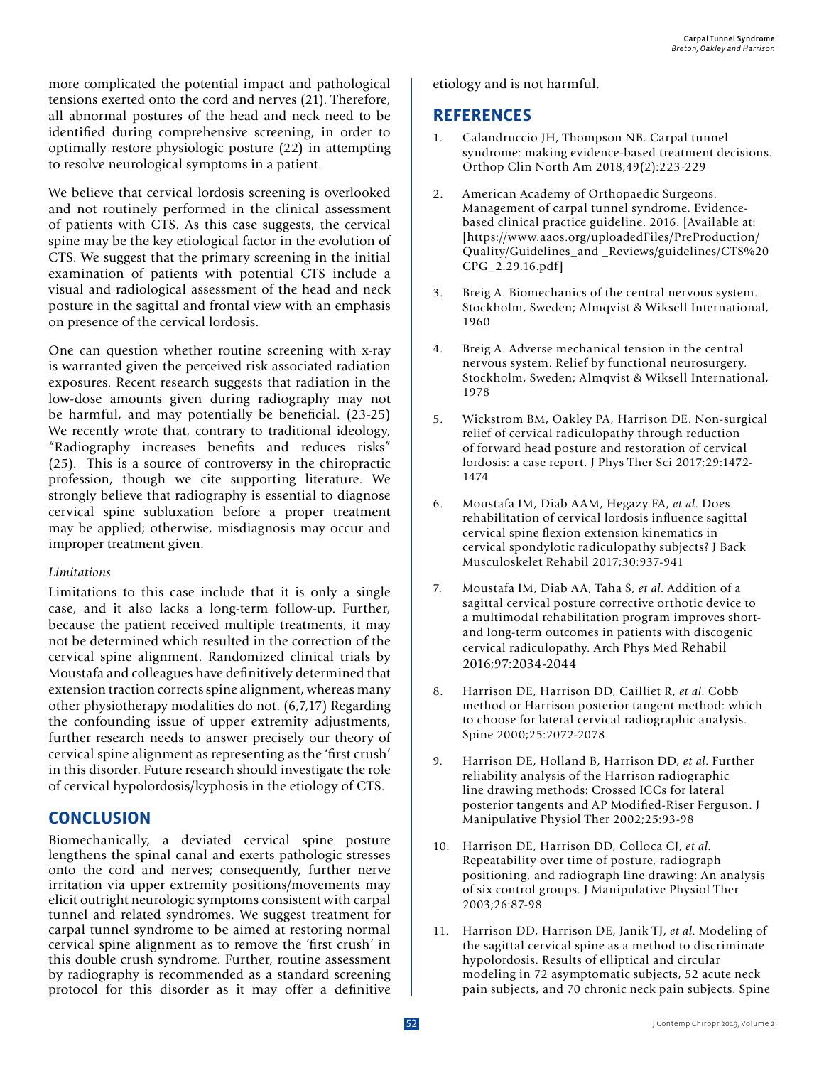more complicated the potential impact and pathological tensions exerted onto the cord and nerves (21). Therefore, all abnormal postures of the head and neck need to be identified during comprehensive screening, in order to optimally restore physiologic posture (22) in attempting to resolve neurological symptoms in a patient.

We believe that cervical lordosis screening is overlooked and not routinely performed in the clinical assessment of patients with CTS. As this case suggests, the cervical spine may be the key etiological factor in the evolution of CTS. We suggest that the primary screening in the initial examination of patients with potential CTS include a visual and radiological assessment of the head and neck posture in the sagittal and frontal view with an emphasis on presence of the cervical lordosis.

One can question whether routine screening with x-ray is warranted given the perceived risk associated radiation exposures. Recent research suggests that radiation in the low-dose amounts given during radiography may not be harmful, and may potentially be beneficial. (23-25) We recently wrote that, contrary to traditional ideology, "Radiography increases benefits and reduces risks" (25). This is a source of controversy in the chiropractic profession, though we cite supporting literature. We strongly believe that radiography is essential to diagnose cervical spine subluxation before a proper treatment may be applied; otherwise, misdiagnosis may occur and improper treatment given.

*Limitations*

Limitations to this case include that it is only a single case, and it also lacks a long-term follow-up. Further, because the patient received multiple treatments, it may not be determined which resulted in the correction of the cervical spine alignment. Randomized clinical trials by Moustafa and colleagues have definitively determined that extension traction corrects spine alignment, whereas many other physiotherapy modalities do not. (6,7,17) Regarding the confounding issue of upper extremity adjustments, further research needs to answer precisely our theory of cervical spine alignment as representing as the 'first crush' in this disorder. Future research should investigate the role of cervical hypolordosis/kyphosis in the etiology of CTS.

## CONCLUSION

Biomechanically, a deviated cervical spine posture lengthens the spinal canal and exerts pathologic stresses onto the cord and nerves; consequently, further nerve irritation via upper extremity positions/movements may elicit outright neurologic symptoms consistent with carpal tunnel and related syndromes. We suggest treatment for carpal tunnel syndrome to be aimed at restoring normal cervical spine alignment as to remove the 'first crush' in this double crush syndrome. Further, routine assessment by radiography is recommended as a standard screening protocol for this disorder as it may offer a definitive etiology and is not harmful.

## REFERENCES

1. Calandruccio JH, Thompson NB. Carpal tunnel syndrome: making evidence-based treatment decisions. Orthop Clin North Am 2018;49(2):223-229
2. American Academy of Orthopaedic Surgeons. Management of carpal tunnel syndrome. Evidence-based clinical practice guideline. 2016. [Available at: [https://www.aaos.org/uploadedFiles/PreProduction/Quality/Guidelines_and _Reviews/guidelines/CTS%20 CPG_2.29.16.pdf]
3. Breig A. Biomechanics of the central nervous system. Stockholm, Sweden; Almqvist & Wiksell International, 1960
4. Breig A. Adverse mechanical tension in the central nervous system. Relief by functional neurosurgery. Stockholm, Sweden; Almqvist & Wiksell International, 1978
5. Wickstrom BM, Oakley PA, Harrison DE. Non-surgical relief of cervical radiculopathy through reduction of forward head posture and restoration of cervical lordosis: a case report. J Phys Ther Sci 2017;29:1472-1474
6. Moustafa IM, Diab AAM, Hegazy FA, *et al*. Does rehabilitation of cervical lordosis influence sagittal cervical spine flexion extension kinematics in cervical spondylotic radiculopathy subjects? J Back Musculoskelet Rehabil 2017;30:937-941
7. Moustafa IM, Diab AA, Taha S, *et al*. Addition of a sagittal cervical posture corrective orthotic device to a multimodal rehabilitation program improves short- and long-term outcomes in patients with discogenic cervical radiculopathy. Arch Phys Med Rehabil 2016;97:2034-2044
8. Harrison DE, Harrison DD, Cailliet R, *et al*. Cobb method or Harrison posterior tangent method: which to choose for lateral cervical radiographic analysis. Spine 2000;25:2072-2078
9. Harrison DE, Holland B, Harrison DD, *et al*. Further reliability analysis of the Harrison radiographic line drawing methods: Crossed ICCs for lateral posterior tangents and AP Modified-Riser Ferguson. J Manipulative Physiol Ther 2002;25:93-98
10. Harrison DE, Harrison DD, Colloca CJ, *et al*. Repeatability over time of posture, radiograph positioning, and radiograph line drawing: An analysis of six control groups. J Manipulative Physiol Ther 2003;26:87-98
11. Harrison DD, Harrison DE, Janik TJ, *et al*. Modeling of the sagittal cervical spine as a method to discriminate hypolordosis. Results of elliptical and circular modeling in 72 asymptomatic subjects, 52 acute neck pain subjects, and 70 chronic neck pain subjects. Spine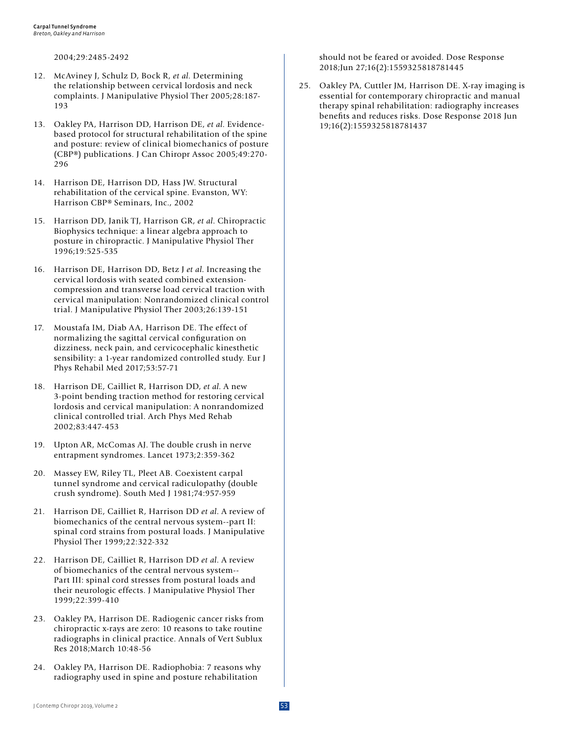2004;29:2485-2492

12. McAviney J, Schulz D, Bock R, *et al.* Determining the relationship between cervical lordosis and neck complaints. J Manipulative Physiol Ther 2005;28:187-193

13. Oakley PA, Harrison DD, Harrison DE, *et al.* Evidence-based protocol for structural rehabilitation of the spine and posture: review of clinical biomechanics of posture (CBP®) publications. J Can Chiropr Assoc 2005;49:270-296

14. Harrison DE, Harrison DD, Hass JW. Structural rehabilitation of the cervical spine. Evanston, WY: Harrison CBP® Seminars, Inc., 2002

15. Harrison DD, Janik TJ, Harrison GR, *et al.* Chiropractic Biophysics technique: a linear algebra approach to posture in chiropractic. J Manipulative Physiol Ther 1996;19:525-535

16. Harrison DE, Harrison DD, Betz J *et al.* Increasing the cervical lordosis with seated combined extension-compression and transverse load cervical traction with cervical manipulation: Nonrandomized clinical control trial. J Manipulative Physiol Ther 2003;26:139-151

17. Moustafa IM, Diab AA, Harrison DE. The effect of normalizing the sagittal cervical configuration on dizziness, neck pain, and cervicocephalic kinesthetic sensibility: a 1-year randomized controlled study. Eur J Phys Rehabil Med 2017;53:57-71

18. Harrison DE, Cailliet R, Harrison DD, *et al.* A new 3-point bending traction method for restoring cervical lordosis and cervical manipulation: A nonrandomized clinical controlled trial. Arch Phys Med Rehab 2002;83:447-453

19. Upton AR, McComas AJ. The double crush in nerve entrapment syndromes. Lancet 1973;2:359-362

20. Massey EW, Riley TL, Pleet AB. Coexistent carpal tunnel syndrome and cervical radiculopathy (double crush syndrome). South Med J 1981;74:957-959

21. Harrison DE, Cailliet R, Harrison DD *et al.* A review of biomechanics of the central nervous system--part II: spinal cord strains from postural loads. J Manipulative Physiol Ther 1999;22:322-332

22. Harrison DE, Cailliet R, Harrison DD *et al.* A review of biomechanics of the central nervous system--Part III: spinal cord stresses from postural loads and their neurologic effects. J Manipulative Physiol Ther 1999;22:399-410

23. Oakley PA, Harrison DE. Radiogenic cancer risks from chiropractic x-rays are zero: 10 reasons to take routine radiographs in clinical practice. Annals of Vert Sublux Res 2018;March 10:48-56

24. Oakley PA, Harrison DE. Radiophobia: 7 reasons why radiography used in spine and posture rehabilitation should not be feared or avoided. Dose Response 2018;Jun 27;16(2):1559325818781445

25. Oakley PA, Cuttler JM, Harrison DE. X-ray imaging is essential for contemporary chiropractic and manual therapy spinal rehabilitation: radiography increases benefits and reduces risks. Dose Response 2018 Jun 19;16(2):1559325818781437